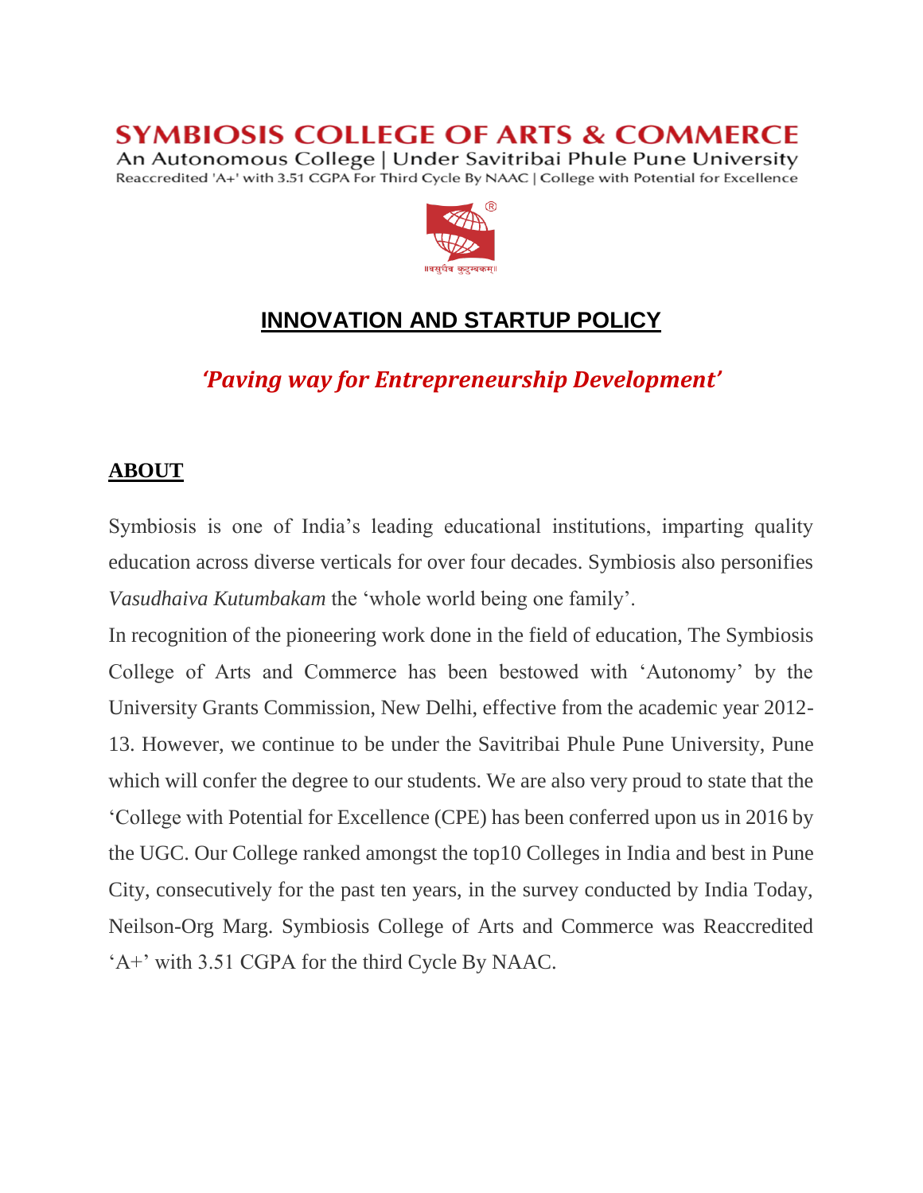# SYMBIOSIS COLLEGE OF ARTS & COMMERCE

An Autonomous College | Under Savitribai Phule Pune University

Reaccredited 'A+' with 3.51 CGPA For Third Cycle By NAAC | College with Potential for Excellence

॥वसुधैव कुटुम्बकम्॥

## INNOVATION AND STARTUP POLICY

### *'Paving way for Entrepreneurship Development'*

## ABOUT

Symbiosis is one of India's leading educational institutions, imparting quality education across diverse verticals for over four decades. Symbiosis also personifies *Vasudhaiva Kutumbakam* the 'whole world being one family'.

In recognition of the pioneering work done in the field of education, The Symbiosis College of Arts and Commerce has been bestowed with 'Autonomy' by the University Grants Commission, New Delhi, effective from the academic year 2012-13. However, we continue to be under the Savitribai Phule Pune University, Pune which will confer the degree to our students. We are also very proud to state that the 'College with Potential for Excellence (CPE) has been conferred upon us in 2016 by the UGC. Our College ranked amongst the top10 Colleges in India and best in Pune City, consecutively for the past ten years, in the survey conducted by India Today, Neilson-Org Marg. Symbiosis College of Arts and Commerce was Reaccredited 'A+' with 3.51 CGPA for the third Cycle By NAAC.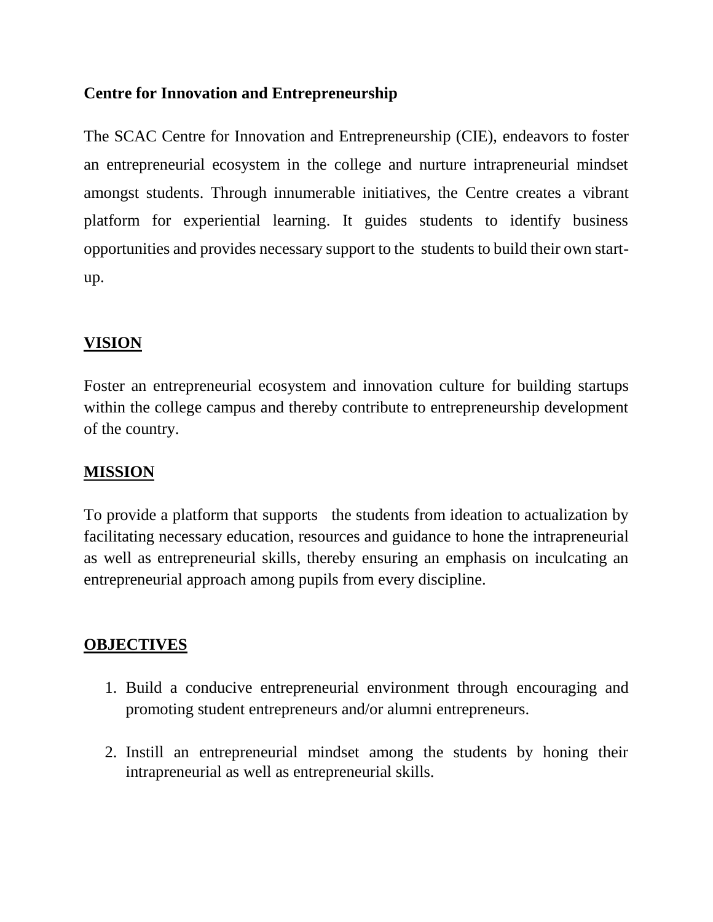## Centre for Innovation and Entrepreneurship

The SCAC Centre for Innovation and Entrepreneurship (CIE), endeavors to foster an entrepreneurial ecosystem in the college and nurture intrapreneurial mindset amongst students. Through innumerable initiatives, the Centre creates a vibrant platform for experiential learning. It guides students to identify business opportunities and provides necessary support to the students to build their own start-up.

### VISION

Foster an entrepreneurial ecosystem and innovation culture for building startups within the college campus and thereby contribute to entrepreneurship development of the country.

### MISSION

To provide a platform that supports the students from ideation to actualization by facilitating necessary education, resources and guidance to hone the intrapreneurial as well as entrepreneurial skills, thereby ensuring an emphasis on inculcating an entrepreneurial approach among pupils from every discipline.

### OBJECTIVES

1. Build a conducive entrepreneurial environment through encouraging and promoting student entrepreneurs and/or alumni entrepreneurs.

2. Instill an entrepreneurial mindset among the students by honing their intrapreneurial as well as entrepreneurial skills.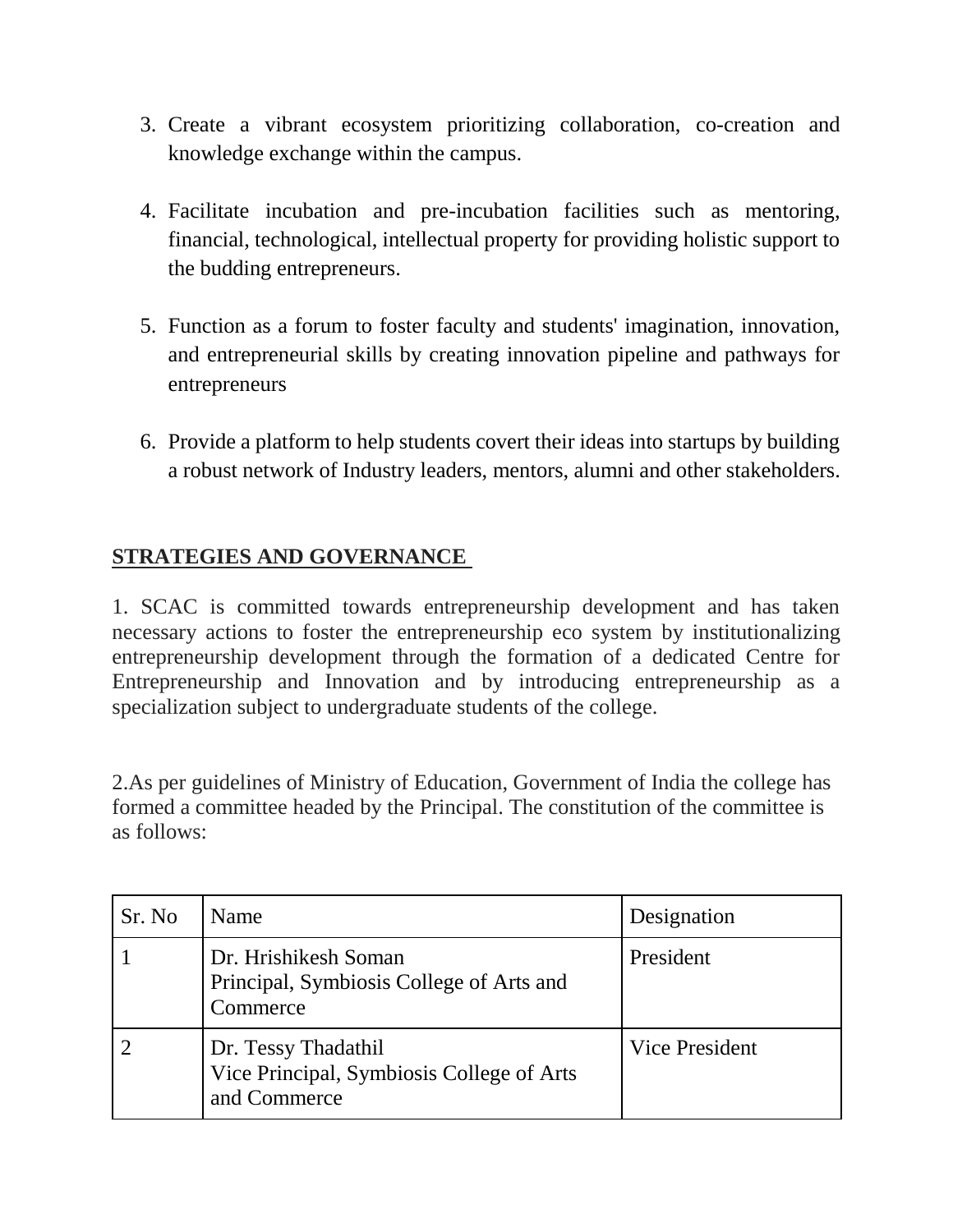3. Create a vibrant ecosystem prioritizing collaboration, co-creation and knowledge exchange within the campus.

4. Facilitate incubation and pre-incubation facilities such as mentoring, financial, technological, intellectual property for providing holistic support to the budding entrepreneurs.

5. Function as a forum to foster faculty and students' imagination, innovation, and entrepreneurial skills by creating innovation pipeline and pathways for entrepreneurs

6. Provide a platform to help students covert their ideas into startups by building a robust network of Industry leaders, mentors, alumni and other stakeholders.

## STRATEGIES AND GOVERNANCE

1. SCAC is committed towards entrepreneurship development and has taken necessary actions to foster the entrepreneurship eco system by institutionalizing entrepreneurship development through the formation of a dedicated Centre for Entrepreneurship and Innovation and by introducing entrepreneurship as a specialization subject to undergraduate students of the college.

2.As per guidelines of Ministry of Education, Government of India the college has formed a committee headed by the Principal. The constitution of the committee is as follows:

| Sr. No | Name | Designation |
|---|---|---|
| 1 | Dr. Hrishikesh Soman<br>Principal, Symbiosis College of Arts and Commerce | President |
| 2 | Dr. Tessy Thadathil<br>Vice Principal, Symbiosis College of Arts and Commerce | Vice President |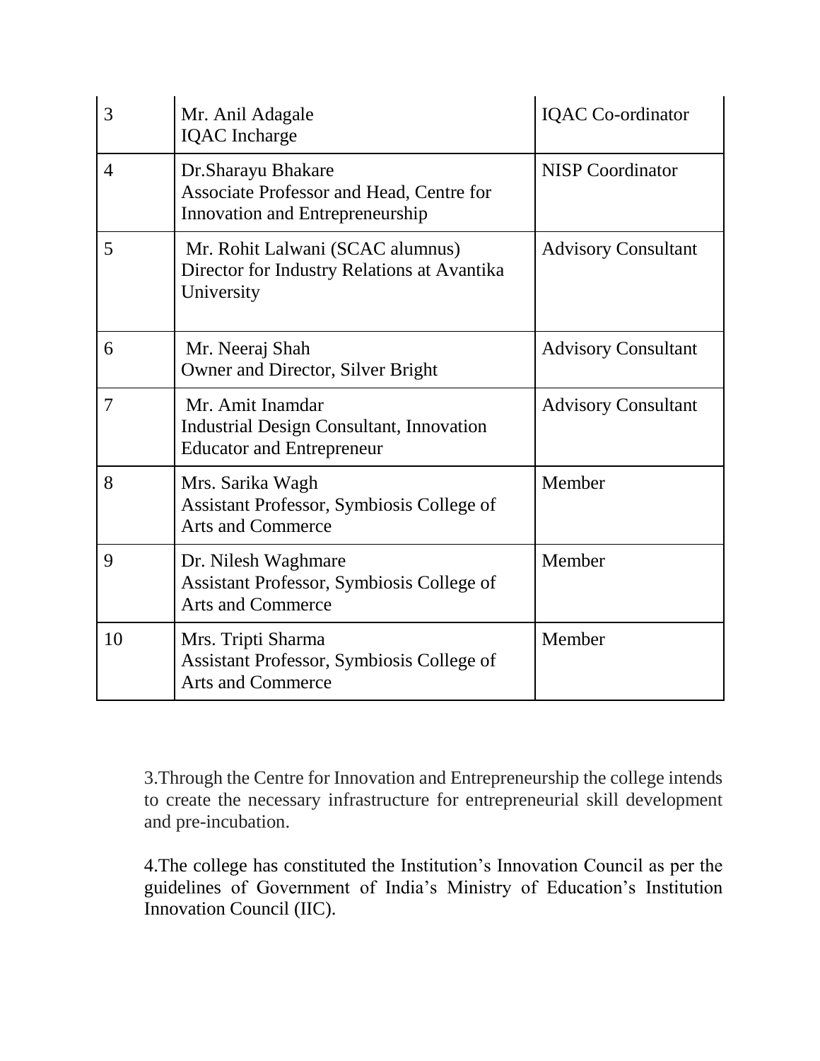| | | |
|---|---|---|
| 3 | Mr. Anil Adagale<br>IQAC Incharge | IQAC Co-ordinator |
| 4 | Dr.Sharayu Bhakare<br>Associate Professor and Head, Centre for Innovation and Entrepreneurship | NISP Coordinator |
| 5 | Mr. Rohit Lalwani (SCAC alumnus)<br>Director for Industry Relations at Avantika University | Advisory Consultant |
| 6 | Mr. Neeraj Shah<br>Owner and Director, Silver Bright | Advisory Consultant |
| 7 | Mr. Amit Inamdar<br>Industrial Design Consultant, Innovation Educator and Entrepreneur | Advisory Consultant |
| 8 | Mrs. Sarika Wagh<br>Assistant Professor, Symbiosis College of Arts and Commerce | Member |
| 9 | Dr. Nilesh Waghmare<br>Assistant Professor, Symbiosis College of Arts and Commerce | Member |
| 10 | Mrs. Tripti Sharma<br>Assistant Professor, Symbiosis College of Arts and Commerce | Member |

3.Through the Centre for Innovation and Entrepreneurship the college intends to create the necessary infrastructure for entrepreneurial skill development and pre-incubation.

4.The college has constituted the Institution's Innovation Council as per the guidelines of Government of India's Ministry of Education's Institution Innovation Council (IIC).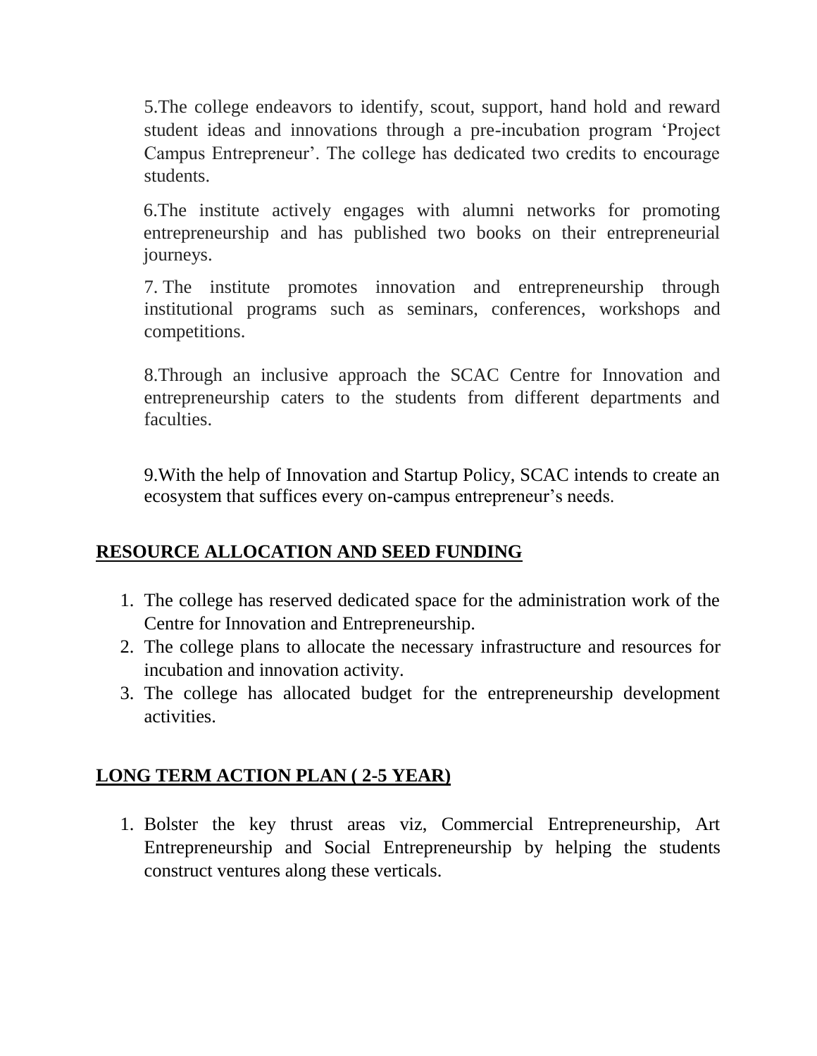5.The college endeavors to identify, scout, support, hand hold and reward student ideas and innovations through a pre-incubation program 'Project Campus Entrepreneur'. The college has dedicated two credits to encourage students.

6.The institute actively engages with alumni networks for promoting entrepreneurship and has published two books on their entrepreneurial journeys.

7. The institute promotes innovation and entrepreneurship through institutional programs such as seminars, conferences, workshops and competitions.

8.Through an inclusive approach the SCAC Centre for Innovation and entrepreneurship caters to the students from different departments and faculties.

9.With the help of Innovation and Startup Policy, SCAC intends to create an ecosystem that suffices every on-campus entrepreneur's needs.

## RESOURCE ALLOCATION AND SEED FUNDING

1. The college has reserved dedicated space for the administration work of the Centre for Innovation and Entrepreneurship.
2. The college plans to allocate the necessary infrastructure and resources for incubation and innovation activity.
3. The college has allocated budget for the entrepreneurship development activities.

## LONG TERM ACTION PLAN ( 2-5 YEAR)

1. Bolster the key thrust areas viz, Commercial Entrepreneurship, Art Entrepreneurship and Social Entrepreneurship by helping the students construct ventures along these verticals.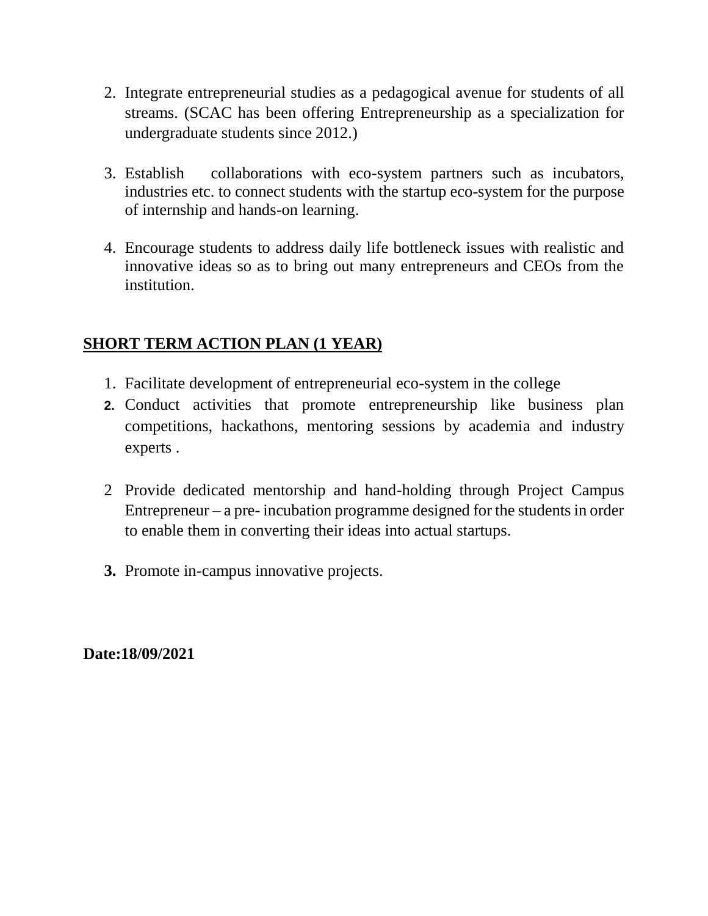2. Integrate entrepreneurial studies as a pedagogical avenue for students of all streams. (SCAC has been offering Entrepreneurship as a specialization for undergraduate students since 2012.)

3. Establish collaborations with eco-system partners such as incubators, industries etc. to connect students with the startup eco-system for the purpose of internship and hands-on learning.

4. Encourage students to address daily life bottleneck issues with realistic and innovative ideas so as to bring out many entrepreneurs and CEOs from the institution.

**SHORT TERM ACTION PLAN (1 YEAR)**

1. Facilitate development of entrepreneurial eco-system in the college

**2.** Conduct activities that promote entrepreneurship like business plan competitions, hackathons, mentoring sessions by academia and industry experts .

2 Provide dedicated mentorship and hand-holding through Project Campus Entrepreneur – a pre- incubation programme designed for the students in order to enable them in converting their ideas into actual startups.

**3.** Promote in-campus innovative projects.

**Date:18/09/2021**